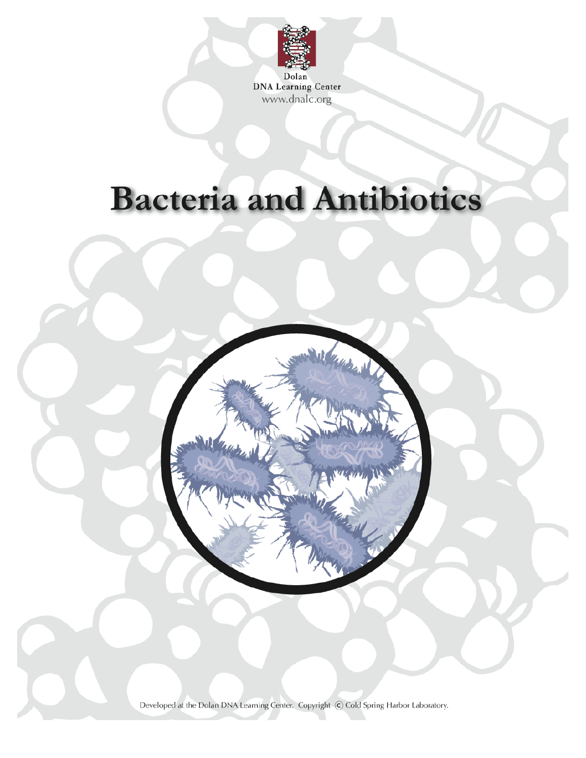Dolan
DNA Learning Center
www.dnalc.org

# Bacteria and Antibiotics

Developed at the Dolan DNA Learning Center. Copyright © Cold Spring Harbor Laboratory.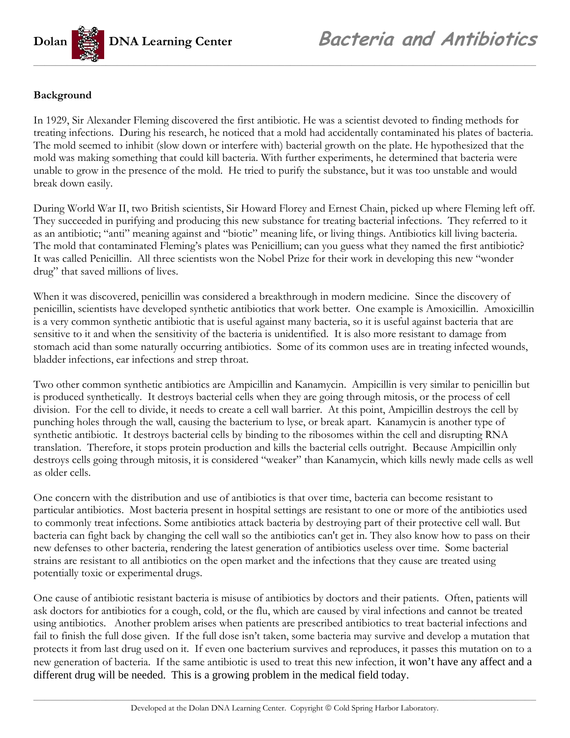**Background**

In 1929, Sir Alexander Fleming discovered the first antibiotic. He was a scientist devoted to finding methods for treating infections. During his research, he noticed that a mold had accidentally contaminated his plates of bacteria. The mold seemed to inhibit (slow down or interfere with) bacterial growth on the plate. He hypothesized that the mold was making something that could kill bacteria. With further experiments, he determined that bacteria were unable to grow in the presence of the mold. He tried to purify the substance, but it was too unstable and would break down easily.

During World War II, two British scientists, Sir Howard Florey and Ernest Chain, picked up where Fleming left off. They succeeded in purifying and producing this new substance for treating bacterial infections. They referred to it as an antibiotic; "anti" meaning against and "biotic" meaning life, or living things. Antibiotics kill living bacteria. The mold that contaminated Fleming's plates was Penicillium; can you guess what they named the first antibiotic? It was called Penicillin. All three scientists won the Nobel Prize for their work in developing this new "wonder drug" that saved millions of lives.

When it was discovered, penicillin was considered a breakthrough in modern medicine. Since the discovery of penicillin, scientists have developed synthetic antibiotics that work better. One example is Amoxicillin. Amoxicillin is a very common synthetic antibiotic that is useful against many bacteria, so it is useful against bacteria that are sensitive to it and when the sensitivity of the bacteria is unidentified. It is also more resistant to damage from stomach acid than some naturally occurring antibiotics. Some of its common uses are in treating infected wounds, bladder infections, ear infections and strep throat.

Two other common synthetic antibiotics are Ampicillin and Kanamycin. Ampicillin is very similar to penicillin but is produced synthetically. It destroys bacterial cells when they are going through mitosis, or the process of cell division. For the cell to divide, it needs to create a cell wall barrier. At this point, Ampicillin destroys the cell by punching holes through the wall, causing the bacterium to lyse, or break apart. Kanamycin is another type of synthetic antibiotic. It destroys bacterial cells by binding to the ribosomes within the cell and disrupting RNA translation. Therefore, it stops protein production and kills the bacterial cells outright. Because Ampicillin only destroys cells going through mitosis, it is considered "weaker" than Kanamycin, which kills newly made cells as well as older cells.

One concern with the distribution and use of antibiotics is that over time, bacteria can become resistant to particular antibiotics. Most bacteria present in hospital settings are resistant to one or more of the antibiotics used to commonly treat infections. Some antibiotics attack bacteria by destroying part of their protective cell wall. But bacteria can fight back by changing the cell wall so the antibiotics can't get in. They also know how to pass on their new defenses to other bacteria, rendering the latest generation of antibiotics useless over time. Some bacterial strains are resistant to all antibiotics on the open market and the infections that they cause are treated using potentially toxic or experimental drugs.

One cause of antibiotic resistant bacteria is misuse of antibiotics by doctors and their patients. Often, patients will ask doctors for antibiotics for a cough, cold, or the flu, which are caused by viral infections and cannot be treated using antibiotics. Another problem arises when patients are prescribed antibiotics to treat bacterial infections and fail to finish the full dose given. If the full dose isn't taken, some bacteria may survive and develop a mutation that protects it from last drug used on it. If even one bacterium survives and reproduces, it passes this mutation on to a new generation of bacteria. If the same antibiotic is used to treat this new infection, it won't have any affect and a different drug will be needed. This is a growing problem in the medical field today.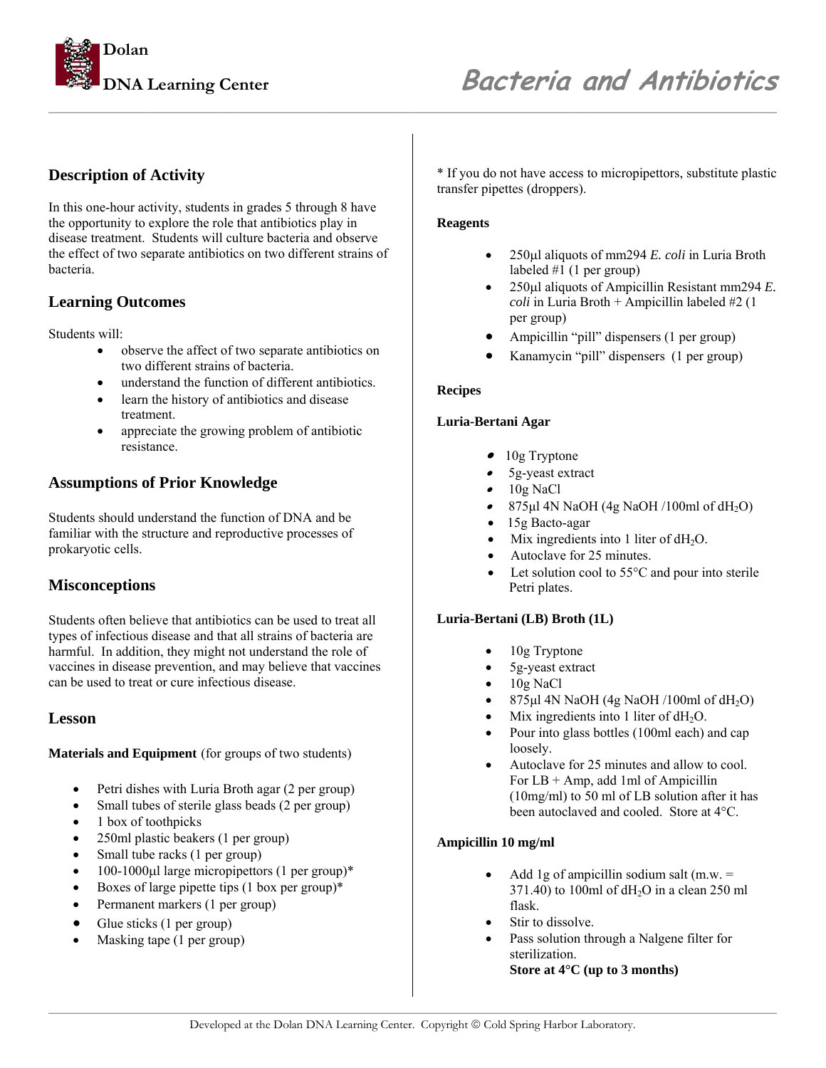## Description of Activity

In this one-hour activity, students in grades 5 through 8 have the opportunity to explore the role that antibiotics play in disease treatment. Students will culture bacteria and observe the effect of two separate antibiotics on two different strains of bacteria.

## Learning Outcomes

Students will:

- observe the affect of two separate antibiotics on two different strains of bacteria.
- understand the function of different antibiotics.
- learn the history of antibiotics and disease treatment.
- appreciate the growing problem of antibiotic resistance.

## Assumptions of Prior Knowledge

Students should understand the function of DNA and be familiar with the structure and reproductive processes of prokaryotic cells.

## Misconceptions

Students often believe that antibiotics can be used to treat all types of infectious disease and that all strains of bacteria are harmful. In addition, they might not understand the role of vaccines in disease prevention, and may believe that vaccines can be used to treat or cure infectious disease.

## Lesson

**Materials and Equipment** (for groups of two students)

- Petri dishes with Luria Broth agar (2 per group)
- Small tubes of sterile glass beads (2 per group)
- 1 box of toothpicks
- 250ml plastic beakers (1 per group)
- Small tube racks (1 per group)
- 100-1000μl large micropipettors (1 per group)*
- Boxes of large pipette tips (1 box per group)*
- Permanent markers (1 per group)
- Glue sticks (1 per group)
- Masking tape (1 per group)

* If you do not have access to micropipettors, substitute plastic transfer pipettes (droppers).

**Reagents**

- 250μl aliquots of mm294 *E. coli* in Luria Broth labeled #1 (1 per group)
- 250μl aliquots of Ampicillin Resistant mm294 *E. coli* in Luria Broth + Ampicillin labeled #2 (1 per group)
- Ampicillin "pill" dispensers (1 per group)
- Kanamycin "pill" dispensers (1 per group)

**Recipes**

**Luria-Bertani Agar**

- 10g Tryptone
- 5g-yeast extract
- 10g NaCl
- 875μl 4N NaOH (4g NaOH /100ml of $dH_2O$)
- 15g Bacto-agar
- Mix ingredients into 1 liter of $dH_2O$.
- Autoclave for 25 minutes.
- Let solution cool to 55°C and pour into sterile Petri plates.

**Luria-Bertani (LB) Broth (1L)**

- 10g Tryptone
- 5g-yeast extract
- 10g NaCl
- 875μl 4N NaOH (4g NaOH /100ml of $dH_2O$)
- Mix ingredients into 1 liter of $dH_2O$.
- Pour into glass bottles (100ml each) and cap loosely.
- Autoclave for 25 minutes and allow to cool. For LB + Amp, add 1ml of Ampicillin (10mg/ml) to 50 ml of LB solution after it has been autoclaved and cooled. Store at 4°C.

**Ampicillin 10 mg/ml**

- Add 1g of ampicillin sodium salt (m.w. = 371.40) to 100ml of $dH_2O$ in a clean 250 ml flask.
- Stir to dissolve.
- Pass solution through a Nalgene filter for sterilization.
  **Store at 4°C (up to 3 months)**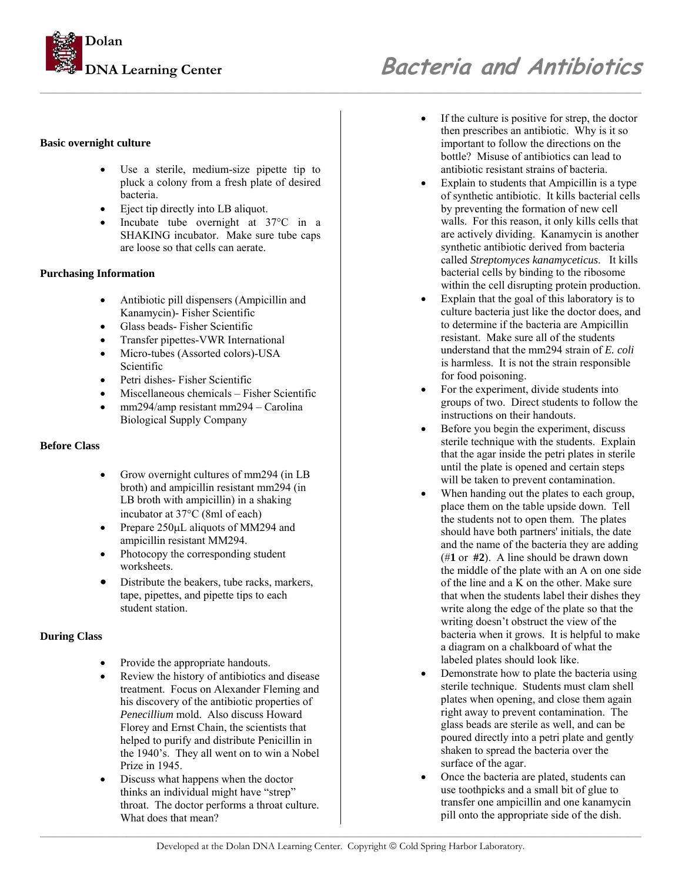### Basic overnight culture

- Use a sterile, medium-size pipette tip to pluck a colony from a fresh plate of desired bacteria.
- Eject tip directly into LB aliquot.
- Incubate tube overnight at 37°C in a SHAKING incubator. Make sure tube caps are loose so that cells can aerate.

### Purchasing Information

- Antibiotic pill dispensers (Ampicillin and Kanamycin)- Fisher Scientific
- Glass beads- Fisher Scientific
- Transfer pipettes-VWR International
- Micro-tubes (Assorted colors)-USA Scientific
- Petri dishes- Fisher Scientific
- Miscellaneous chemicals – Fisher Scientific
- mm294/amp resistant mm294 – Carolina Biological Supply Company

### Before Class

- Grow overnight cultures of mm294 (in LB broth) and ampicillin resistant mm294 (in LB broth with ampicillin) in a shaking incubator at 37°C (8ml of each)
- Prepare 250µL aliquots of MM294 and ampicillin resistant MM294.
- Photocopy the corresponding student worksheets.
- Distribute the beakers, tube racks, markers, tape, pipettes, and pipette tips to each student station.

### During Class

- Provide the appropriate handouts.
- Review the history of antibiotics and disease treatment. Focus on Alexander Fleming and his discovery of the antibiotic properties of *Penecillium* mold. Also discuss Howard Florey and Ernst Chain, the scientists that helped to purify and distribute Penicillin in the 1940's. They all went on to win a Nobel Prize in 1945.
- Discuss what happens when the doctor thinks an individual might have "strep" throat. The doctor performs a throat culture. What does that mean?
- If the culture is positive for strep, the doctor then prescribes an antibiotic. Why is it so important to follow the directions on the bottle? Misuse of antibiotics can lead to antibiotic resistant strains of bacteria.
- Explain to students that Ampicillin is a type of synthetic antibiotic. It kills bacterial cells by preventing the formation of new cell walls. For this reason, it only kills cells that are actively dividing. Kanamycin is another synthetic antibiotic derived from bacteria called *Streptomyces kanamyceticus*. It kills bacterial cells by binding to the ribosome within the cell disrupting protein production.
- Explain that the goal of this laboratory is to culture bacteria just like the doctor does, and to determine if the bacteria are Ampicillin resistant. Make sure all of the students understand that the mm294 strain of *E. coli* is harmless. It is not the strain responsible for food poisoning.
- For the experiment, divide students into groups of two. Direct students to follow the instructions on their handouts.
- Before you begin the experiment, discuss sterile technique with the students. Explain that the agar inside the petri plates in sterile until the plate is opened and certain steps will be taken to prevent contamination.
- When handing out the plates to each group, place them on the table upside down. Tell the students not to open them. The plates should have both partners' initials, the date and the name of the bacteria they are adding (#**1** or **#2**). A line should be drawn down the middle of the plate with an A on one side of the line and a K on the other. Make sure that when the students label their dishes they write along the edge of the plate so that the writing doesn't obstruct the view of the bacteria when it grows. It is helpful to make a diagram on a chalkboard of what the labeled plates should look like.
- Demonstrate how to plate the bacteria using sterile technique. Students must clam shell plates when opening, and close them again right away to prevent contamination. The glass beads are sterile as well, and can be poured directly into a petri plate and gently shaken to spread the bacteria over the surface of the agar.
- Once the bacteria are plated, students can use toothpicks and a small bit of glue to transfer one ampicillin and one kanamycin pill onto the appropriate side of the dish.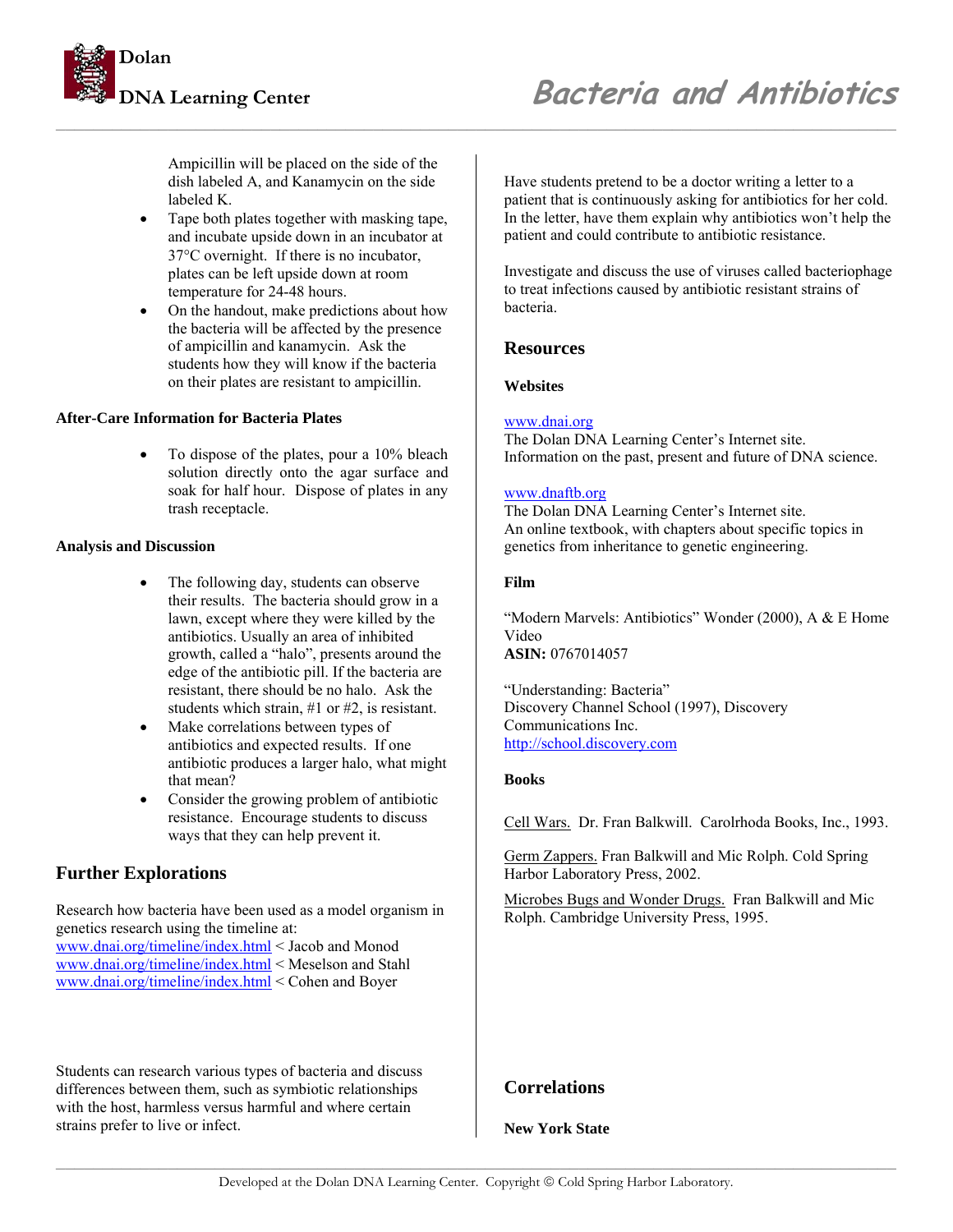Ampicillin will be placed on the side of the dish labeled A, and Kanamycin on the side labeled K.

- Tape both plates together with masking tape, and incubate upside down in an incubator at 37°C overnight. If there is no incubator, plates can be left upside down at room temperature for 24-48 hours.
- On the handout, make predictions about how the bacteria will be affected by the presence of ampicillin and kanamycin. Ask the students how they will know if the bacteria on their plates are resistant to ampicillin.

**After-Care Information for Bacteria Plates**

- To dispose of the plates, pour a 10% bleach solution directly onto the agar surface and soak for half hour. Dispose of plates in any trash receptacle.

**Analysis and Discussion**

- The following day, students can observe their results. The bacteria should grow in a lawn, except where they were killed by the antibiotics. Usually an area of inhibited growth, called a "halo", presents around the edge of the antibiotic pill. If the bacteria are resistant, there should be no halo. Ask the students which strain, #1 or #2, is resistant.
- Make correlations between types of antibiotics and expected results. If one antibiotic produces a larger halo, what might that mean?
- Consider the growing problem of antibiotic resistance. Encourage students to discuss ways that they can help prevent it.

## Further Explorations

Research how bacteria have been used as a model organism in genetics research using the timeline at:
www.dnai.org/timeline/index.html < Jacob and Monod
www.dnai.org/timeline/index.html < Meselson and Stahl
www.dnai.org/timeline/index.html < Cohen and Boyer

Students can research various types of bacteria and discuss differences between them, such as symbiotic relationships with the host, harmless versus harmful and where certain strains prefer to live or infect.

Have students pretend to be a doctor writing a letter to a patient that is continuously asking for antibiotics for her cold. In the letter, have them explain why antibiotics won't help the patient and could contribute to antibiotic resistance.

Investigate and discuss the use of viruses called bacteriophage to treat infections caused by antibiotic resistant strains of bacteria.

## Resources

**Websites**

www.dnai.org
The Dolan DNA Learning Center's Internet site.
Information on the past, present and future of DNA science.

www.dnaftb.org
The Dolan DNA Learning Center's Internet site.
An online textbook, with chapters about specific topics in genetics from inheritance to genetic engineering.

**Film**

"Modern Marvels: Antibiotics" Wonder (2000), A & E Home Video
**ASIN:** 0767014057

"Understanding: Bacteria"
Discovery Channel School (1997), Discovery Communications Inc.
http://school.discovery.com

**Books**

Cell Wars. Dr. Fran Balkwill. Carolrhoda Books, Inc., 1993.

Germ Zappers. Fran Balkwill and Mic Rolph. Cold Spring Harbor Laboratory Press, 2002.

Microbes Bugs and Wonder Drugs. Fran Balkwill and Mic Rolph. Cambridge University Press, 1995.

## Correlations

**New York State**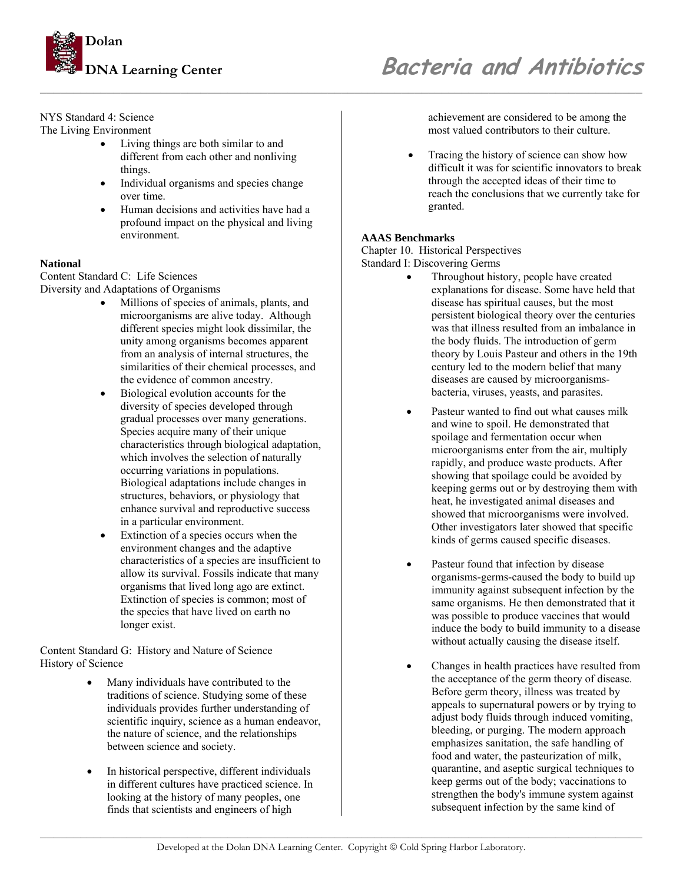NYS Standard 4: Science
The Living Environment

- Living things are both similar to and different from each other and nonliving things.
- Individual organisms and species change over time.
- Human decisions and activities have had a profound impact on the physical and living environment.

**National**

Content Standard C: Life Sciences
Diversity and Adaptations of Organisms

- Millions of species of animals, plants, and microorganisms are alive today. Although different species might look dissimilar, the unity among organisms becomes apparent from an analysis of internal structures, the similarities of their chemical processes, and the evidence of common ancestry.
- Biological evolution accounts for the diversity of species developed through gradual processes over many generations. Species acquire many of their unique characteristics through biological adaptation, which involves the selection of naturally occurring variations in populations. Biological adaptations include changes in structures, behaviors, or physiology that enhance survival and reproductive success in a particular environment.
- Extinction of a species occurs when the environment changes and the adaptive characteristics of a species are insufficient to allow its survival. Fossils indicate that many organisms that lived long ago are extinct. Extinction of species is common; most of the species that have lived on earth no longer exist.

Content Standard G: History and Nature of Science
History of Science

- Many individuals have contributed to the traditions of science. Studying some of these individuals provides further understanding of scientific inquiry, science as a human endeavor, the nature of science, and the relationships between science and society.
- In historical perspective, different individuals in different cultures have practiced science. In looking at the history of many peoples, one finds that scientists and engineers of high achievement are considered to be among the most valued contributors to their culture.
- Tracing the history of science can show how difficult it was for scientific innovators to break through the accepted ideas of their time to reach the conclusions that we currently take for granted.

**AAAS Benchmarks**

Chapter 10. Historical Perspectives
Standard I: Discovering Germs

- Throughout history, people have created explanations for disease. Some have held that disease has spiritual causes, but the most persistent biological theory over the centuries was that illness resulted from an imbalance in the body fluids. The introduction of germ theory by Louis Pasteur and others in the 19th century led to the modern belief that many diseases are caused by microorganisms- bacteria, viruses, yeasts, and parasites.
- Pasteur wanted to find out what causes milk and wine to spoil. He demonstrated that spoilage and fermentation occur when microorganisms enter from the air, multiply rapidly, and produce waste products. After showing that spoilage could be avoided by keeping germs out or by destroying them with heat, he investigated animal diseases and showed that microorganisms were involved. Other investigators later showed that specific kinds of germs caused specific diseases.
- Pasteur found that infection by disease organisms-germs-caused the body to build up immunity against subsequent infection by the same organisms. He then demonstrated that it was possible to produce vaccines that would induce the body to build immunity to a disease without actually causing the disease itself.
- Changes in health practices have resulted from the acceptance of the germ theory of disease. Before germ theory, illness was treated by appeals to supernatural powers or by trying to adjust body fluids through induced vomiting, bleeding, or purging. The modern approach emphasizes sanitation, the safe handling of food and water, the pasteurization of milk, quarantine, and aseptic surgical techniques to keep germs out of the body; vaccinations to strengthen the body's immune system against subsequent infection by the same kind of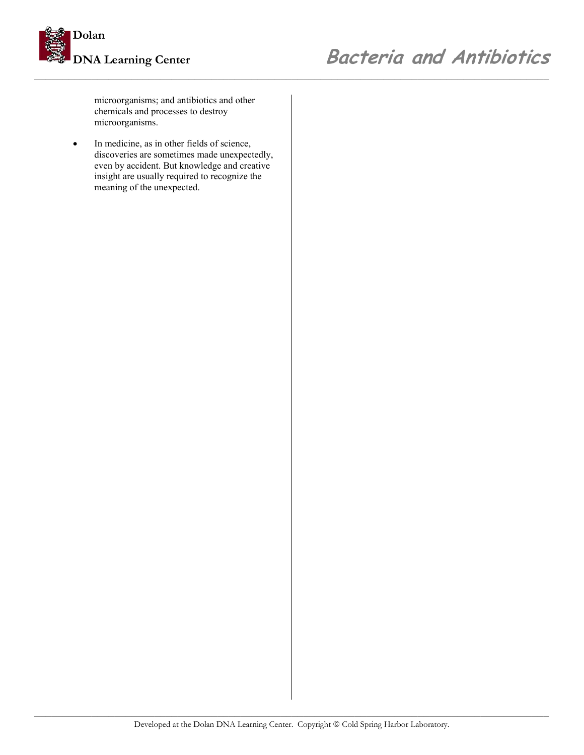microorganisms; and antibiotics and other chemicals and processes to destroy microorganisms.

- In medicine, as in other fields of science, discoveries are sometimes made unexpectedly, even by accident. But knowledge and creative insight are usually required to recognize the meaning of the unexpected.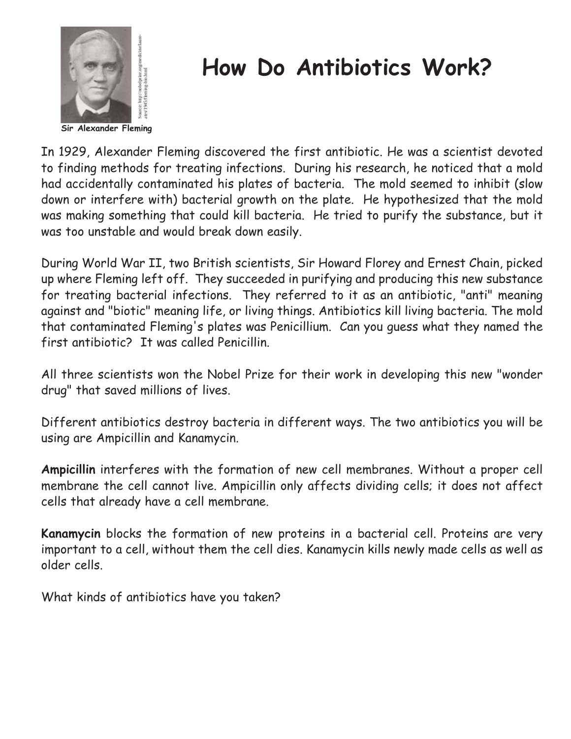Sir Alexander Fleming

Source: http://nobelprize.org/medicine/laureates/1945/fleming-bio.html

# How Do Antibiotics Work?

In 1929, Alexander Fleming discovered the first antibiotic. He was a scientist devoted to finding methods for treating infections. During his research, he noticed that a mold had accidentally contaminated his plates of bacteria. The mold seemed to inhibit (slow down or interfere with) bacterial growth on the plate. He hypothesized that the mold was making something that could kill bacteria. He tried to purify the substance, but it was too unstable and would break down easily.

During World War II, two British scientists, Sir Howard Florey and Ernest Chain, picked up where Fleming left off. They succeeded in purifying and producing this new substance for treating bacterial infections. They referred to it as an antibiotic, "anti" meaning against and "biotic" meaning life, or living things. Antibiotics kill living bacteria. The mold that contaminated Fleming's plates was Penicillium. Can you guess what they named the first antibiotic? It was called Penicillin.

All three scientists won the Nobel Prize for their work in developing this new "wonder drug" that saved millions of lives.

Different antibiotics destroy bacteria in different ways. The two antibiotics you will be using are Ampicillin and Kanamycin.

**Ampicillin** interferes with the formation of new cell membranes. Without a proper cell membrane the cell cannot live. Ampicillin only affects dividing cells; it does not affect cells that already have a cell membrane.

**Kanamycin** blocks the formation of new proteins in a bacterial cell. Proteins are very important to a cell, without them the cell dies. Kanamycin kills newly made cells as well as older cells.

What kinds of antibiotics have you taken?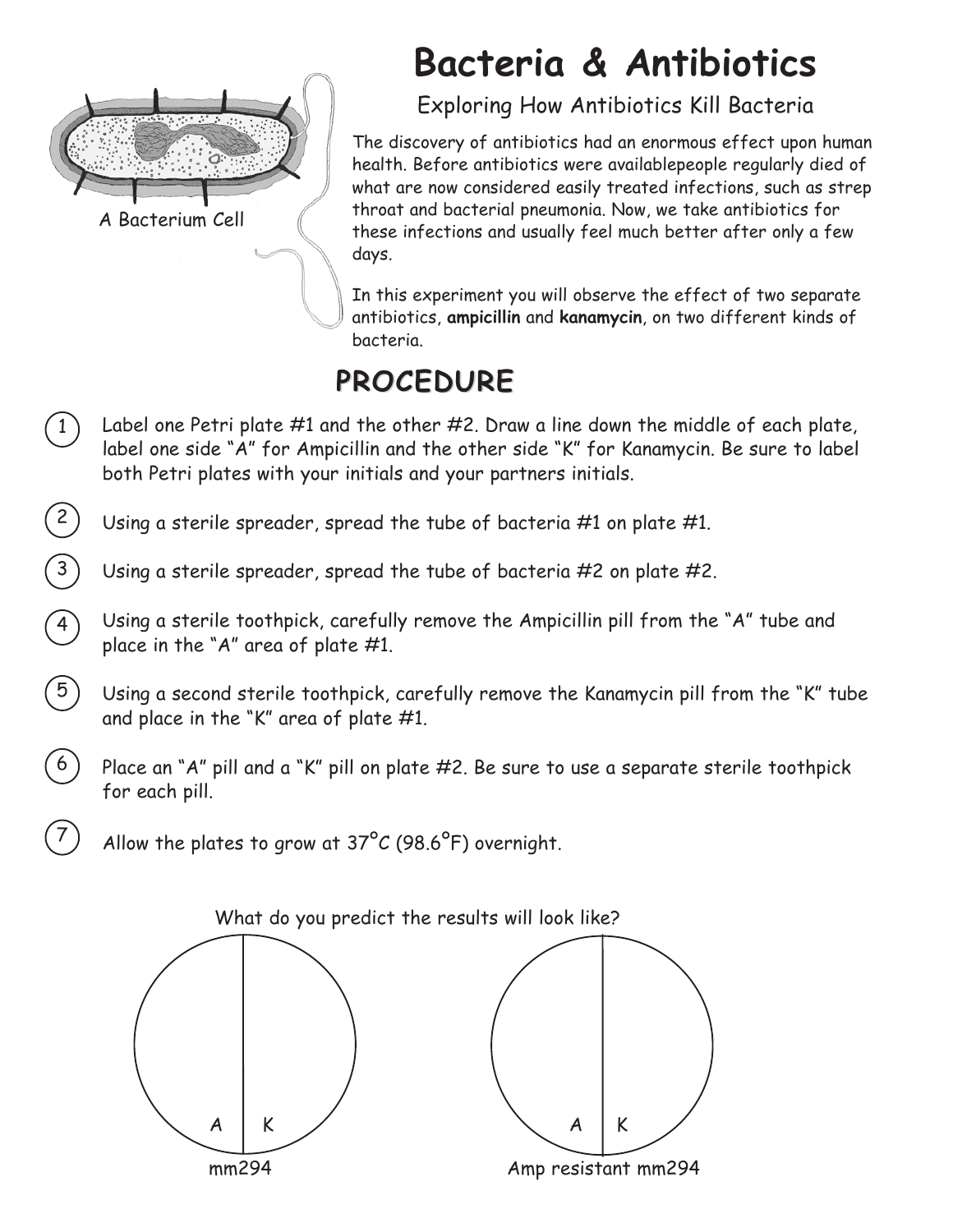A Bacterium Cell

# Bacteria & Antibiotics

Exploring How Antibiotics Kill Bacteria

The discovery of antibiotics had an enormous effect upon human health. Before antibiotics were availablepeople regularly died of what are now considered easily treated infections, such as strep throat and bacterial pneumonia. Now, we take antibiotics for these infections and usually feel much better after only a few days.

In this experiment you will observe the effect of two separate antibiotics, **ampicillin** and **kanamycin**, on two different kinds of bacteria.

## PROCEDURE

1. Label one Petri plate #1 and the other #2. Draw a line down the middle of each plate, label one side "A" for Ampicillin and the other side "K" for Kanamycin. Be sure to label both Petri plates with your initials and your partners initials.
2. Using a sterile spreader, spread the tube of bacteria #1 on plate #1.
3. Using a sterile spreader, spread the tube of bacteria #2 on plate #2.
4. Using a sterile toothpick, carefully remove the Ampicillin pill from the "A" tube and place in the "A" area of plate #1.
5. Using a second sterile toothpick, carefully remove the Kanamycin pill from the "K" tube and place in the "K" area of plate #1.
6. Place an "A" pill and a "K" pill on plate #2. Be sure to use a separate sterile toothpick for each pill.
7. Allow the plates to grow at 37°C (98.6°F) overnight.

What do you predict the results will look like?

A K

mm294

A K

Amp resistant mm294